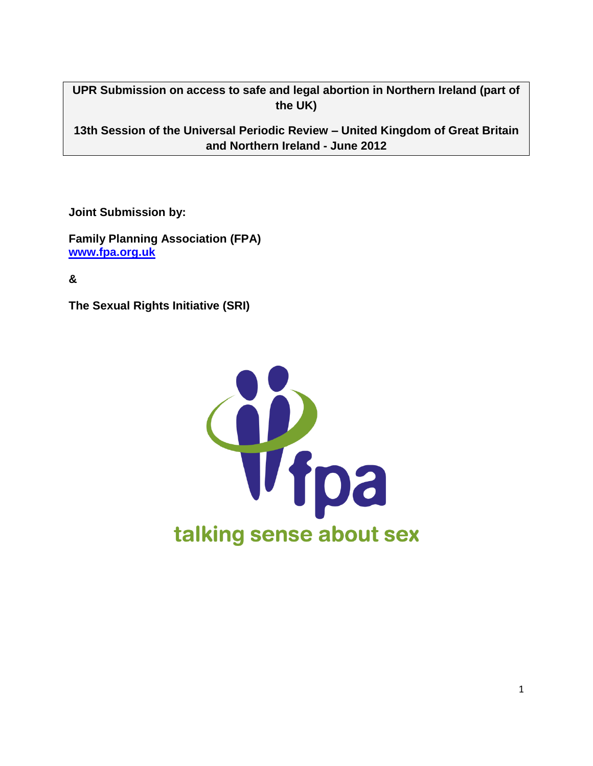**UPR Submission on access to safe and legal abortion in Northern Ireland (part of the UK)**

**13th Session of the Universal Periodic Review – United Kingdom of Great Britain and Northern Ireland - June 2012**

**Joint Submission by:**

**Family Planning Association (FPA)**
**[www.fpa.org.uk](http://www.fpa.org.uk)**

**&**

**The Sexual Rights Initiative (SRI)**

fpa

talking sense about sex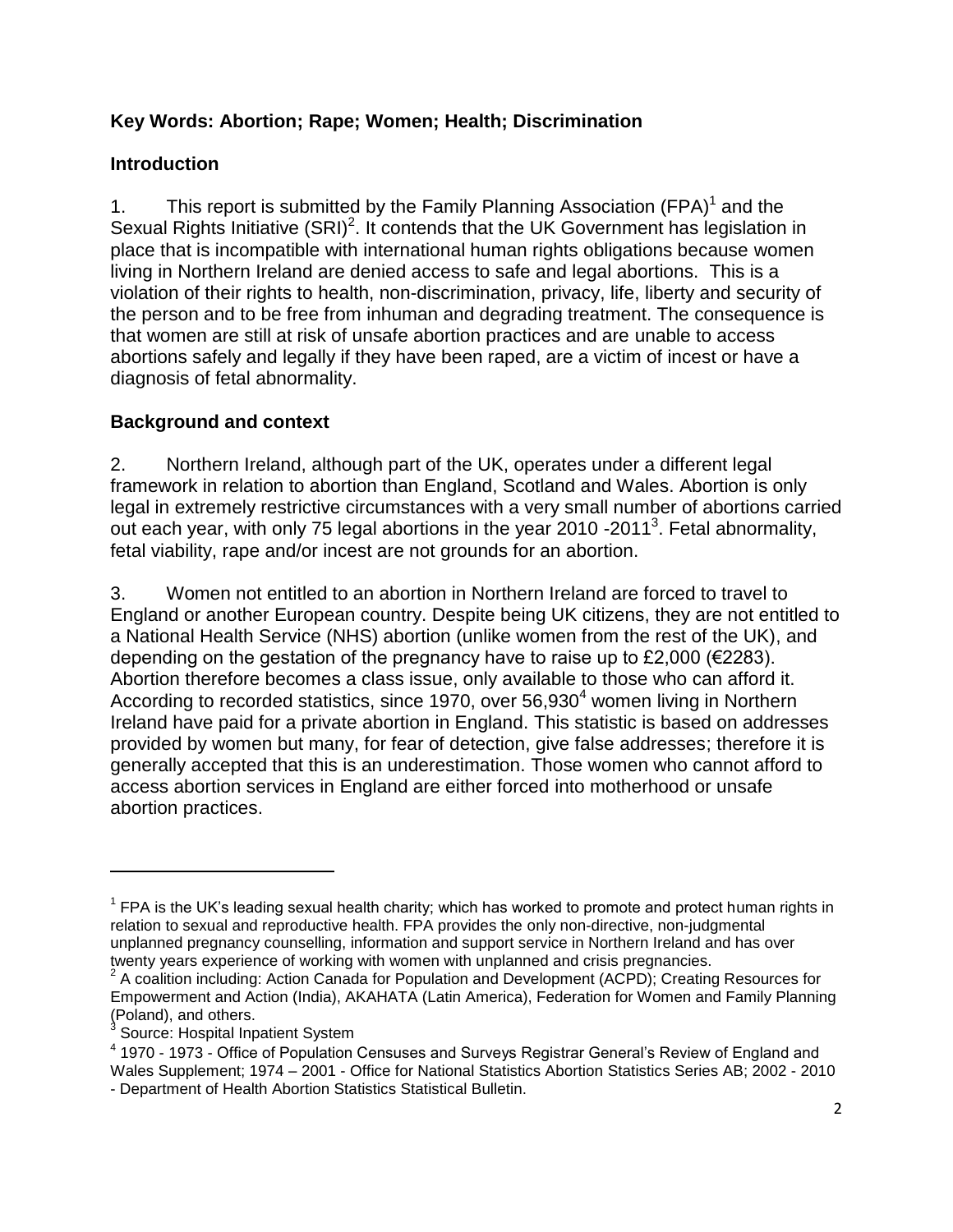**Key Words: Abortion; Rape; Women; Health; Discrimination**

## Introduction

1. This report is submitted by the Family Planning Association (FPA)[1] and the Sexual Rights Initiative (SRI)[2]. It contends that the UK Government has legislation in place that is incompatible with international human rights obligations because women living in Northern Ireland are denied access to safe and legal abortions. This is a violation of their rights to health, non-discrimination, privacy, life, liberty and security of the person and to be free from inhuman and degrading treatment. The consequence is that women are still at risk of unsafe abortion practices and are unable to access abortions safely and legally if they have been raped, are a victim of incest or have a diagnosis of fetal abnormality.

## Background and context

2. Northern Ireland, although part of the UK, operates under a different legal framework in relation to abortion than England, Scotland and Wales. Abortion is only legal in extremely restrictive circumstances with a very small number of abortions carried out each year, with only 75 legal abortions in the year 2010 -2011[3]. Fetal abnormality, fetal viability, rape and/or incest are not grounds for an abortion.

3. Women not entitled to an abortion in Northern Ireland are forced to travel to England or another European country. Despite being UK citizens, they are not entitled to a National Health Service (NHS) abortion (unlike women from the rest of the UK), and depending on the gestation of the pregnancy have to raise up to £2,000 (€2283). Abortion therefore becomes a class issue, only available to those who can afford it. According to recorded statistics, since 1970, over 56,930[4] women living in Northern Ireland have paid for a private abortion in England. This statistic is based on addresses provided by women but many, for fear of detection, give false addresses; therefore it is generally accepted that this is an underestimation. Those women who cannot afford to access abortion services in England are either forced into motherhood or unsafe abortion practices.

---

[1] FPA is the UK's leading sexual health charity; which has worked to promote and protect human rights in relation to sexual and reproductive health. FPA provides the only non-directive, non-judgmental unplanned pregnancy counselling, information and support service in Northern Ireland and has over twenty years experience of working with women with unplanned and crisis pregnancies.

[2] A coalition including: Action Canada for Population and Development (ACPD); Creating Resources for Empowerment and Action (India), AKAHATA (Latin America), Federation for Women and Family Planning (Poland), and others.

[3] Source: Hospital Inpatient System

[4] 1970 - 1973 - Office of Population Censuses and Surveys Registrar General's Review of England and Wales Supplement; 1974 – 2001 - Office for National Statistics Abortion Statistics Series AB; 2002 - 2010 - Department of Health Abortion Statistics Statistical Bulletin.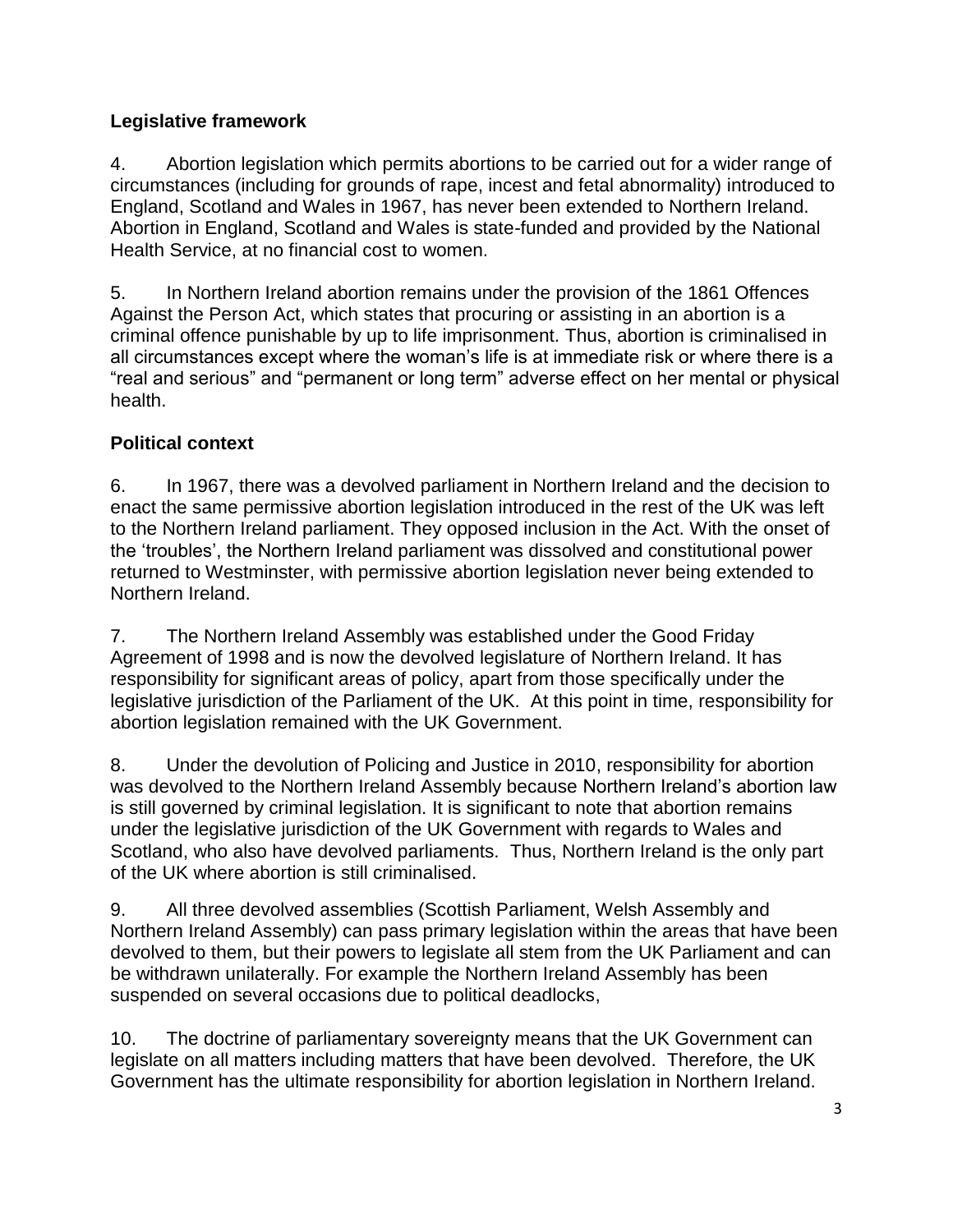## Legislative framework

4. Abortion legislation which permits abortions to be carried out for a wider range of circumstances (including for grounds of rape, incest and fetal abnormality) introduced to England, Scotland and Wales in 1967, has never been extended to Northern Ireland. Abortion in England, Scotland and Wales is state-funded and provided by the National Health Service, at no financial cost to women.

5. In Northern Ireland abortion remains under the provision of the 1861 Offences Against the Person Act, which states that procuring or assisting in an abortion is a criminal offence punishable by up to life imprisonment. Thus, abortion is criminalised in all circumstances except where the woman's life is at immediate risk or where there is a "real and serious" and "permanent or long term" adverse effect on her mental or physical health.

## Political context

6. In 1967, there was a devolved parliament in Northern Ireland and the decision to enact the same permissive abortion legislation introduced in the rest of the UK was left to the Northern Ireland parliament. They opposed inclusion in the Act. With the onset of the 'troubles', the Northern Ireland parliament was dissolved and constitutional power returned to Westminster, with permissive abortion legislation never being extended to Northern Ireland.

7. The Northern Ireland Assembly was established under the Good Friday Agreement of 1998 and is now the devolved legislature of Northern Ireland. It has responsibility for significant areas of policy, apart from those specifically under the legislative jurisdiction of the Parliament of the UK. At this point in time, responsibility for abortion legislation remained with the UK Government.

8. Under the devolution of Policing and Justice in 2010, responsibility for abortion was devolved to the Northern Ireland Assembly because Northern Ireland's abortion law is still governed by criminal legislation. It is significant to note that abortion remains under the legislative jurisdiction of the UK Government with regards to Wales and Scotland, who also have devolved parliaments. Thus, Northern Ireland is the only part of the UK where abortion is still criminalised.

9. All three devolved assemblies (Scottish Parliament, Welsh Assembly and Northern Ireland Assembly) can pass primary legislation within the areas that have been devolved to them, but their powers to legislate all stem from the UK Parliament and can be withdrawn unilaterally. For example the Northern Ireland Assembly has been suspended on several occasions due to political deadlocks,

10. The doctrine of parliamentary sovereignty means that the UK Government can legislate on all matters including matters that have been devolved. Therefore, the UK Government has the ultimate responsibility for abortion legislation in Northern Ireland.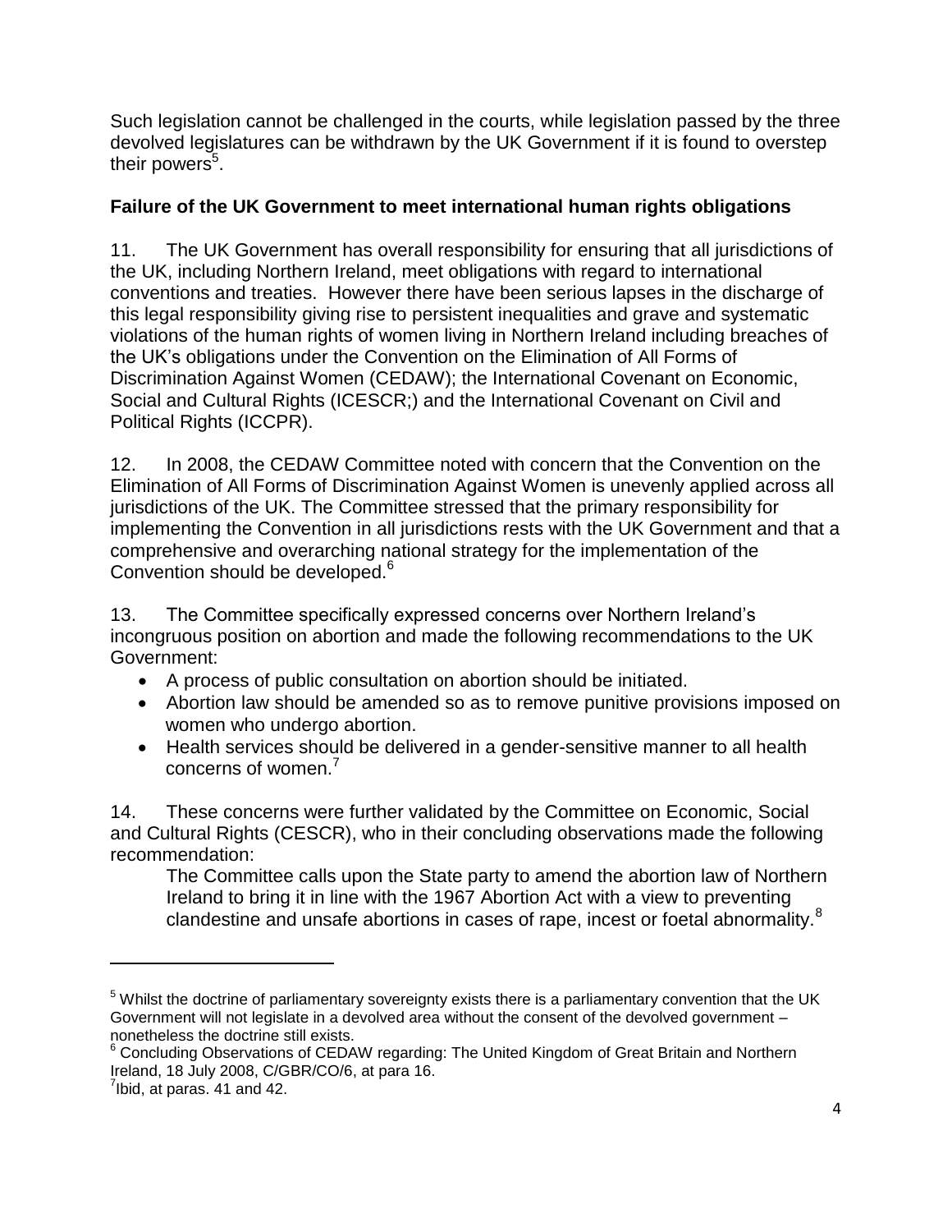Such legislation cannot be challenged in the courts, while legislation passed by the three devolved legislatures can be withdrawn by the UK Government if it is found to overstep their powers[5].

**Failure of the UK Government to meet international human rights obligations**

11. The UK Government has overall responsibility for ensuring that all jurisdictions of the UK, including Northern Ireland, meet obligations with regard to international conventions and treaties. However there have been serious lapses in the discharge of this legal responsibility giving rise to persistent inequalities and grave and systematic violations of the human rights of women living in Northern Ireland including breaches of the UK's obligations under the Convention on the Elimination of All Forms of Discrimination Against Women (CEDAW); the International Covenant on Economic, Social and Cultural Rights (ICESCR;) and the International Covenant on Civil and Political Rights (ICCPR).

12. In 2008, the CEDAW Committee noted with concern that the Convention on the Elimination of All Forms of Discrimination Against Women is unevenly applied across all jurisdictions of the UK. The Committee stressed that the primary responsibility for implementing the Convention in all jurisdictions rests with the UK Government and that a comprehensive and overarching national strategy for the implementation of the Convention should be developed.[6]

13. The Committee specifically expressed concerns over Northern Ireland's incongruous position on abortion and made the following recommendations to the UK Government:

- A process of public consultation on abortion should be initiated.
- Abortion law should be amended so as to remove punitive provisions imposed on women who undergo abortion.
- Health services should be delivered in a gender-sensitive manner to all health concerns of women.[7]

14. These concerns were further validated by the Committee on Economic, Social and Cultural Rights (CESCR), who in their concluding observations made the following recommendation:

> The Committee calls upon the State party to amend the abortion law of Northern Ireland to bring it in line with the 1967 Abortion Act with a view to preventing clandestine and unsafe abortions in cases of rape, incest or foetal abnormality.[8]

---

[5] Whilst the doctrine of parliamentary sovereignty exists there is a parliamentary convention that the UK Government will not legislate in a devolved area without the consent of the devolved government – nonetheless the doctrine still exists.

[6] Concluding Observations of CEDAW regarding: The United Kingdom of Great Britain and Northern Ireland, 18 July 2008, C/GBR/CO/6, at para 16.

[7] Ibid, at paras. 41 and 42.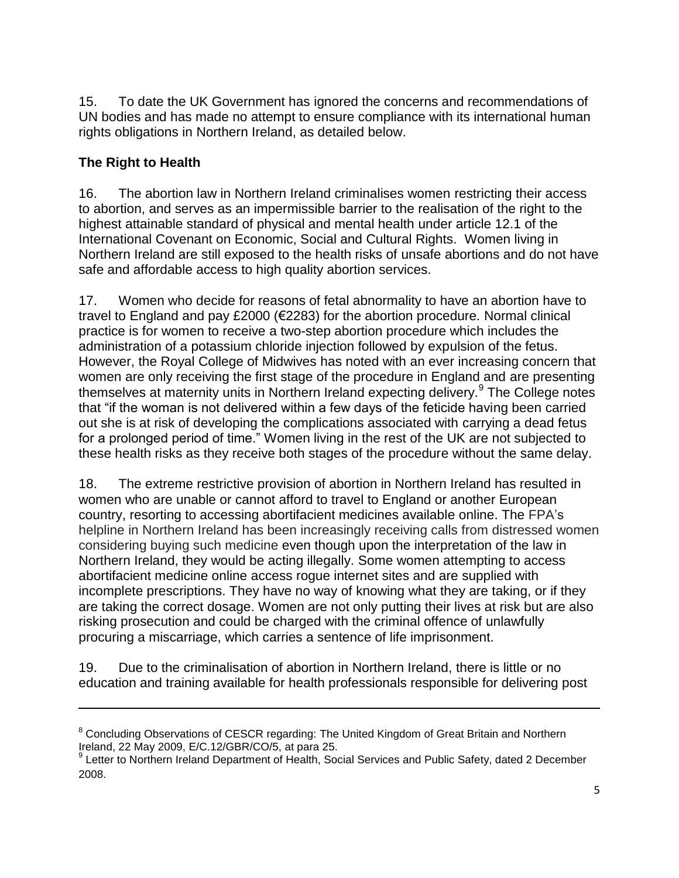15. To date the UK Government has ignored the concerns and recommendations of UN bodies and has made no attempt to ensure compliance with its international human rights obligations in Northern Ireland, as detailed below.

**The Right to Health**

16. The abortion law in Northern Ireland criminalises women restricting their access to abortion, and serves as an impermissible barrier to the realisation of the right to the highest attainable standard of physical and mental health under article 12.1 of the International Covenant on Economic, Social and Cultural Rights. Women living in Northern Ireland are still exposed to the health risks of unsafe abortions and do not have safe and affordable access to high quality abortion services.

17. Women who decide for reasons of fetal abnormality to have an abortion have to travel to England and pay £2000 (€2283) for the abortion procedure. Normal clinical practice is for women to receive a two-step abortion procedure which includes the administration of a potassium chloride injection followed by expulsion of the fetus. However, the Royal College of Midwives has noted with an ever increasing concern that women are only receiving the first stage of the procedure in England and are presenting themselves at maternity units in Northern Ireland expecting delivery.[9] The College notes that "if the woman is not delivered within a few days of the feticide having been carried out she is at risk of developing the complications associated with carrying a dead fetus for a prolonged period of time." Women living in the rest of the UK are not subjected to these health risks as they receive both stages of the procedure without the same delay.

18. The extreme restrictive provision of abortion in Northern Ireland has resulted in women who are unable or cannot afford to travel to England or another European country, resorting to accessing abortifacient medicines available online. The FPA's helpline in Northern Ireland has been increasingly receiving calls from distressed women considering buying such medicine even though upon the interpretation of the law in Northern Ireland, they would be acting illegally. Some women attempting to access abortifacient medicine online access rogue internet sites and are supplied with incomplete prescriptions. They have no way of knowing what they are taking, or if they are taking the correct dosage. Women are not only putting their lives at risk but are also risking prosecution and could be charged with the criminal offence of unlawfully procuring a miscarriage, which carries a sentence of life imprisonment.

19. Due to the criminalisation of abortion in Northern Ireland, there is little or no education and training available for health professionals responsible for delivering post

---

[8] Concluding Observations of CESCR regarding: The United Kingdom of Great Britain and Northern Ireland, 22 May 2009, E/C.12/GBR/CO/5, at para 25.

[9] Letter to Northern Ireland Department of Health, Social Services and Public Safety, dated 2 December 2008.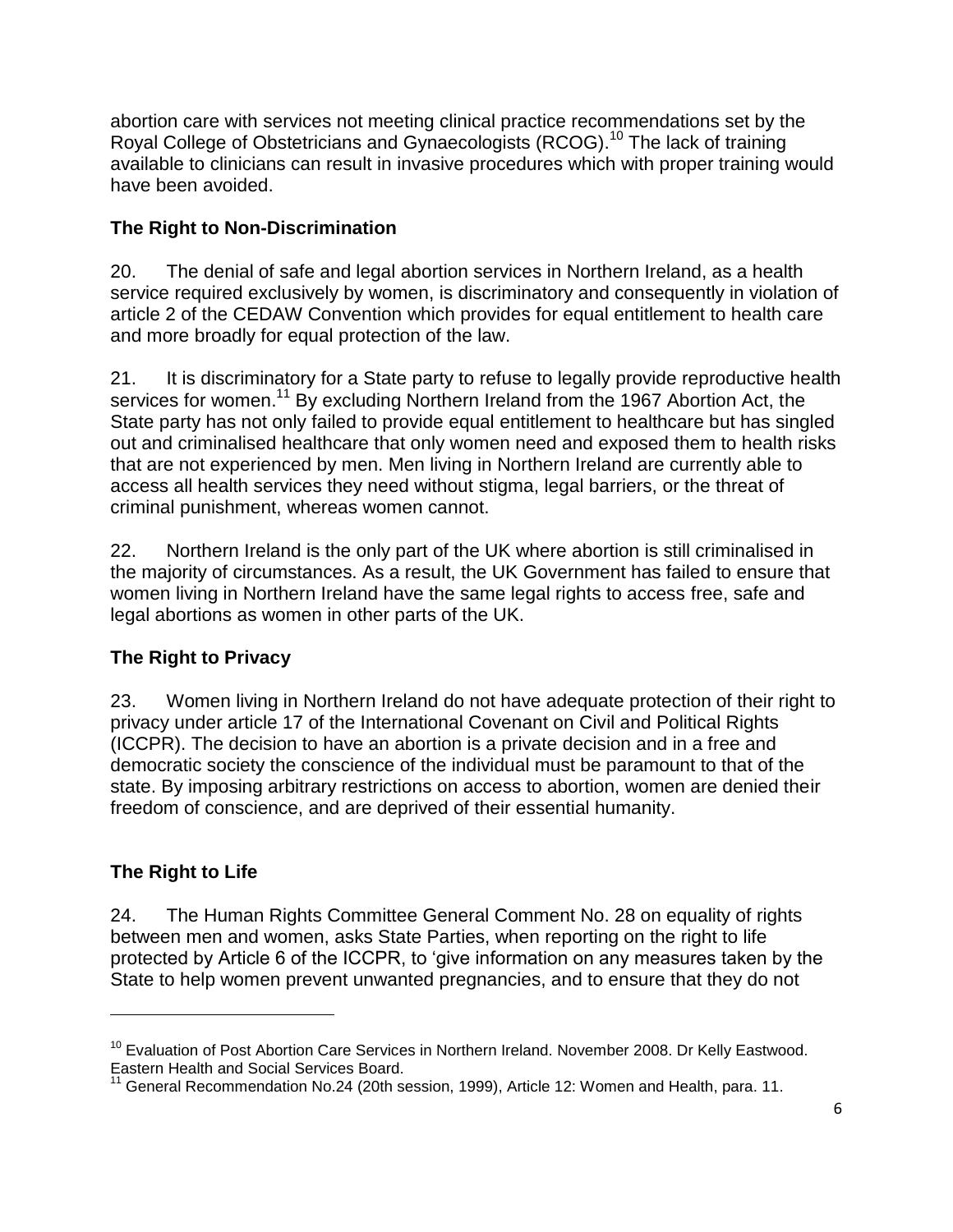abortion care with services not meeting clinical practice recommendations set by the Royal College of Obstetricians and Gynaecologists (RCOG).[10] The lack of training available to clinicians can result in invasive procedures which with proper training would have been avoided.

### The Right to Non-Discrimination

20. The denial of safe and legal abortion services in Northern Ireland, as a health service required exclusively by women, is discriminatory and consequently in violation of article 2 of the CEDAW Convention which provides for equal entitlement to health care and more broadly for equal protection of the law.

21. It is discriminatory for a State party to refuse to legally provide reproductive health services for women.[11] By excluding Northern Ireland from the 1967 Abortion Act, the State party has not only failed to provide equal entitlement to healthcare but has singled out and criminalised healthcare that only women need and exposed them to health risks that are not experienced by men. Men living in Northern Ireland are currently able to access all health services they need without stigma, legal barriers, or the threat of criminal punishment, whereas women cannot.

22. Northern Ireland is the only part of the UK where abortion is still criminalised in the majority of circumstances. As a result, the UK Government has failed to ensure that women living in Northern Ireland have the same legal rights to access free, safe and legal abortions as women in other parts of the UK.

### The Right to Privacy

23. Women living in Northern Ireland do not have adequate protection of their right to privacy under article 17 of the International Covenant on Civil and Political Rights (ICCPR). The decision to have an abortion is a private decision and in a free and democratic society the conscience of the individual must be paramount to that of the state. By imposing arbitrary restrictions on access to abortion, women are denied their freedom of conscience, and are deprived of their essential humanity.

### The Right to Life

24. The Human Rights Committee General Comment No. 28 on equality of rights between men and women, asks State Parties, when reporting on the right to life protected by Article 6 of the ICCPR, to 'give information on any measures taken by the State to help women prevent unwanted pregnancies, and to ensure that they do not

---

[10] Evaluation of Post Abortion Care Services in Northern Ireland. November 2008. Dr Kelly Eastwood. Eastern Health and Social Services Board.

[11] General Recommendation No.24 (20th session, 1999), Article 12: Women and Health, para. 11.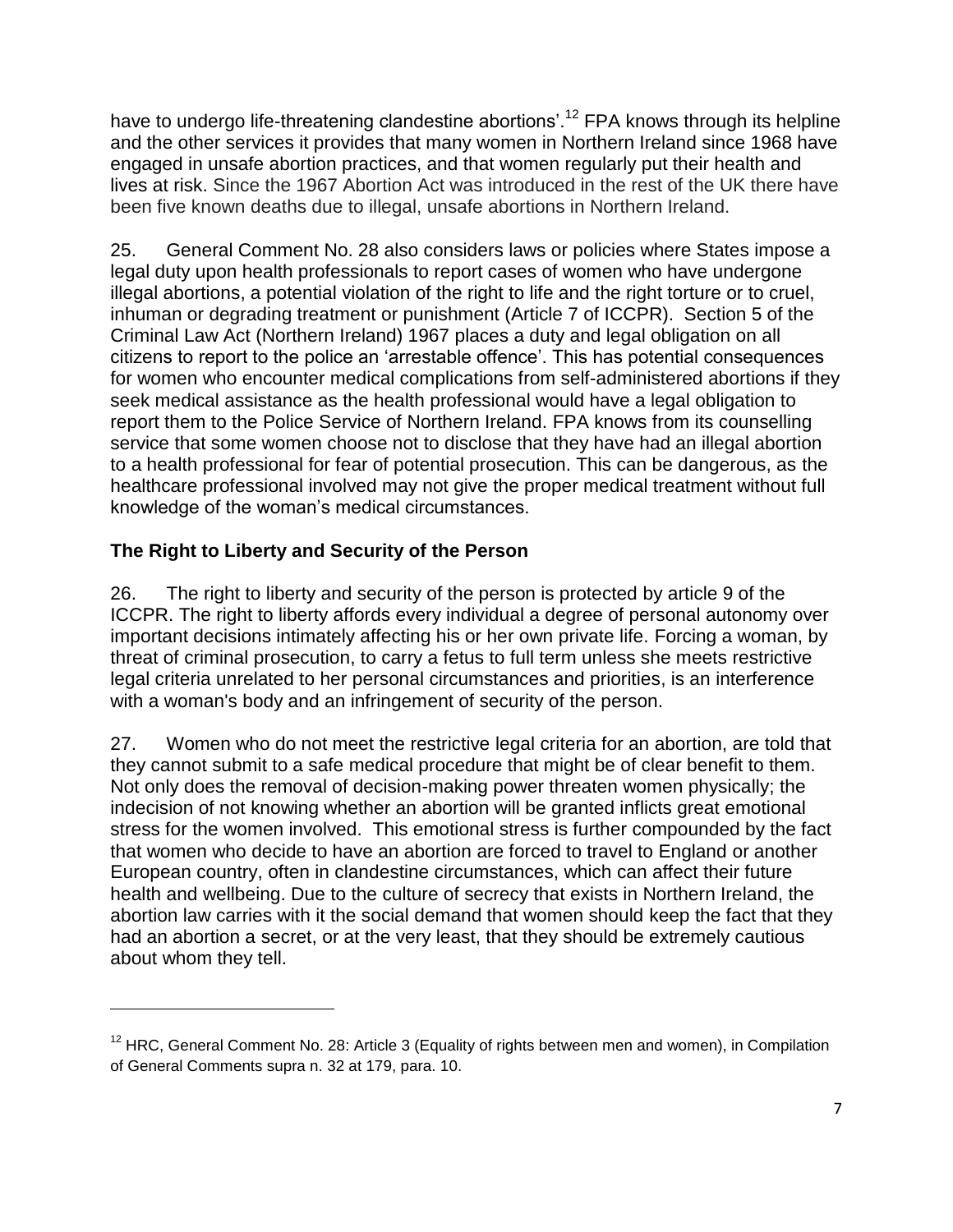have to undergo life-threatening clandestine abortions'.[12] FPA knows through its helpline and the other services it provides that many women in Northern Ireland since 1968 have engaged in unsafe abortion practices, and that women regularly put their health and lives at risk. Since the 1967 Abortion Act was introduced in the rest of the UK there have been five known deaths due to illegal, unsafe abortions in Northern Ireland.

25. General Comment No. 28 also considers laws or policies where States impose a legal duty upon health professionals to report cases of women who have undergone illegal abortions, a potential violation of the right to life and the right torture or to cruel, inhuman or degrading treatment or punishment (Article 7 of ICCPR). Section 5 of the Criminal Law Act (Northern Ireland) 1967 places a duty and legal obligation on all citizens to report to the police an 'arrestable offence'. This has potential consequences for women who encounter medical complications from self-administered abortions if they seek medical assistance as the health professional would have a legal obligation to report them to the Police Service of Northern Ireland. FPA knows from its counselling service that some women choose not to disclose that they have had an illegal abortion to a health professional for fear of potential prosecution. This can be dangerous, as the healthcare professional involved may not give the proper medical treatment without full knowledge of the woman's medical circumstances.

## The Right to Liberty and Security of the Person

26. The right to liberty and security of the person is protected by article 9 of the ICCPR. The right to liberty affords every individual a degree of personal autonomy over important decisions intimately affecting his or her own private life. Forcing a woman, by threat of criminal prosecution, to carry a fetus to full term unless she meets restrictive legal criteria unrelated to her personal circumstances and priorities, is an interference with a woman's body and an infringement of security of the person.

27. Women who do not meet the restrictive legal criteria for an abortion, are told that they cannot submit to a safe medical procedure that might be of clear benefit to them. Not only does the removal of decision-making power threaten women physically; the indecision of not knowing whether an abortion will be granted inflicts great emotional stress for the women involved. This emotional stress is further compounded by the fact that women who decide to have an abortion are forced to travel to England or another European country, often in clandestine circumstances, which can affect their future health and wellbeing. Due to the culture of secrecy that exists in Northern Ireland, the abortion law carries with it the social demand that women should keep the fact that they had an abortion a secret, or at the very least, that they should be extremely cautious about whom they tell.

---

[12] HRC, General Comment No. 28: Article 3 (Equality of rights between men and women), in Compilation of General Comments supra n. 32 at 179, para. 10.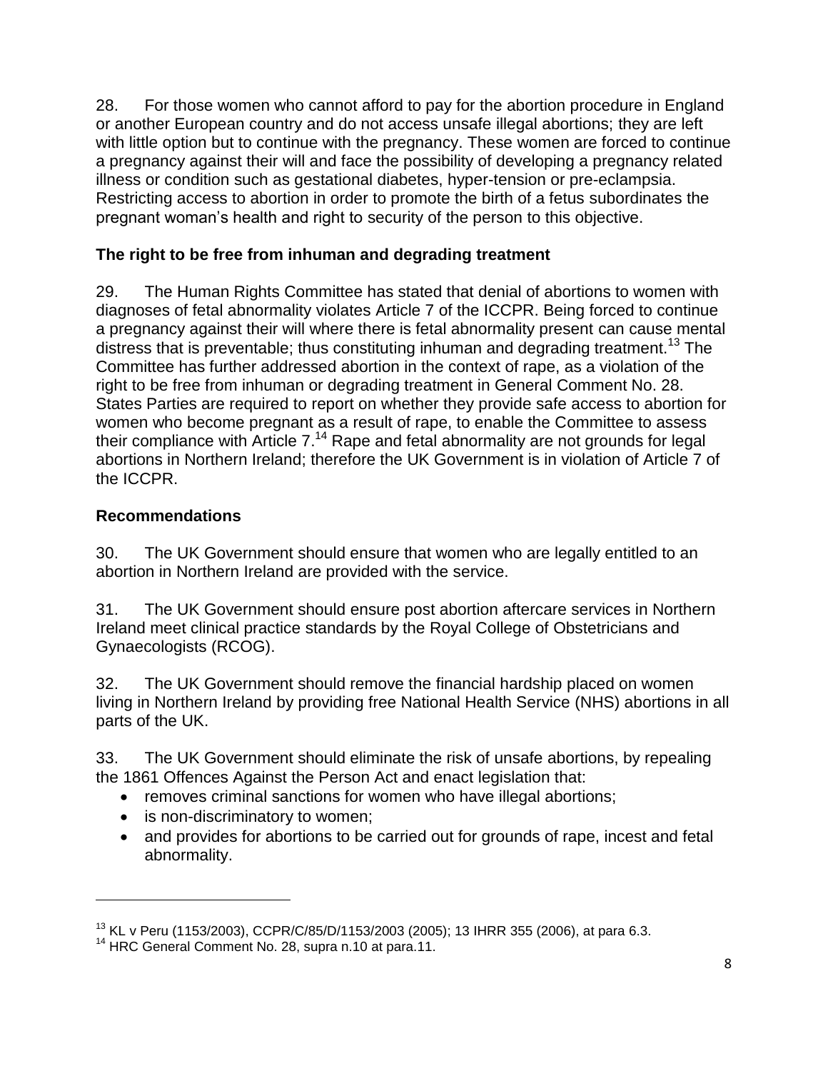28. For those women who cannot afford to pay for the abortion procedure in England or another European country and do not access unsafe illegal abortions; they are left with little option but to continue with the pregnancy. These women are forced to continue a pregnancy against their will and face the possibility of developing a pregnancy related illness or condition such as gestational diabetes, hyper-tension or pre-eclampsia. Restricting access to abortion in order to promote the birth of a fetus subordinates the pregnant woman's health and right to security of the person to this objective.

**The right to be free from inhuman and degrading treatment**

29. The Human Rights Committee has stated that denial of abortions to women with diagnoses of fetal abnormality violates Article 7 of the ICCPR. Being forced to continue a pregnancy against their will where there is fetal abnormality present can cause mental distress that is preventable; thus constituting inhuman and degrading treatment.[13] The Committee has further addressed abortion in the context of rape, as a violation of the right to be free from inhuman or degrading treatment in General Comment No. 28. States Parties are required to report on whether they provide safe access to abortion for women who become pregnant as a result of rape, to enable the Committee to assess their compliance with Article 7.[14] Rape and fetal abnormality are not grounds for legal abortions in Northern Ireland; therefore the UK Government is in violation of Article 7 of the ICCPR.

**Recommendations**

30. The UK Government should ensure that women who are legally entitled to an abortion in Northern Ireland are provided with the service.

31. The UK Government should ensure post abortion aftercare services in Northern Ireland meet clinical practice standards by the Royal College of Obstetricians and Gynaecologists (RCOG).

32. The UK Government should remove the financial hardship placed on women living in Northern Ireland by providing free National Health Service (NHS) abortions in all parts of the UK.

33. The UK Government should eliminate the risk of unsafe abortions, by repealing the 1861 Offences Against the Person Act and enact legislation that:

- removes criminal sanctions for women who have illegal abortions;
- is non-discriminatory to women;
- and provides for abortions to be carried out for grounds of rape, incest and fetal abnormality.

---

[13] KL v Peru (1153/2003), CCPR/C/85/D/1153/2003 (2005); 13 IHRR 355 (2006), at para 6.3.

[14] HRC General Comment No. 28, supra n.10 at para.11.